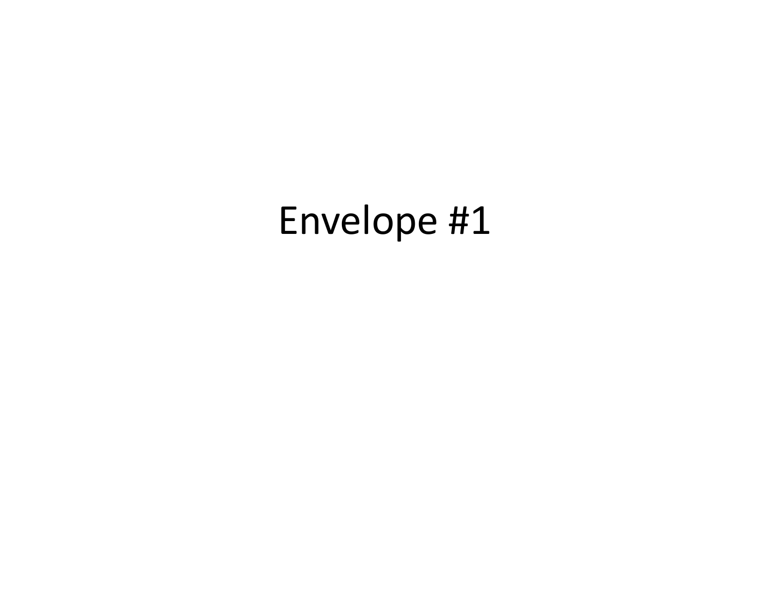# Envelope #1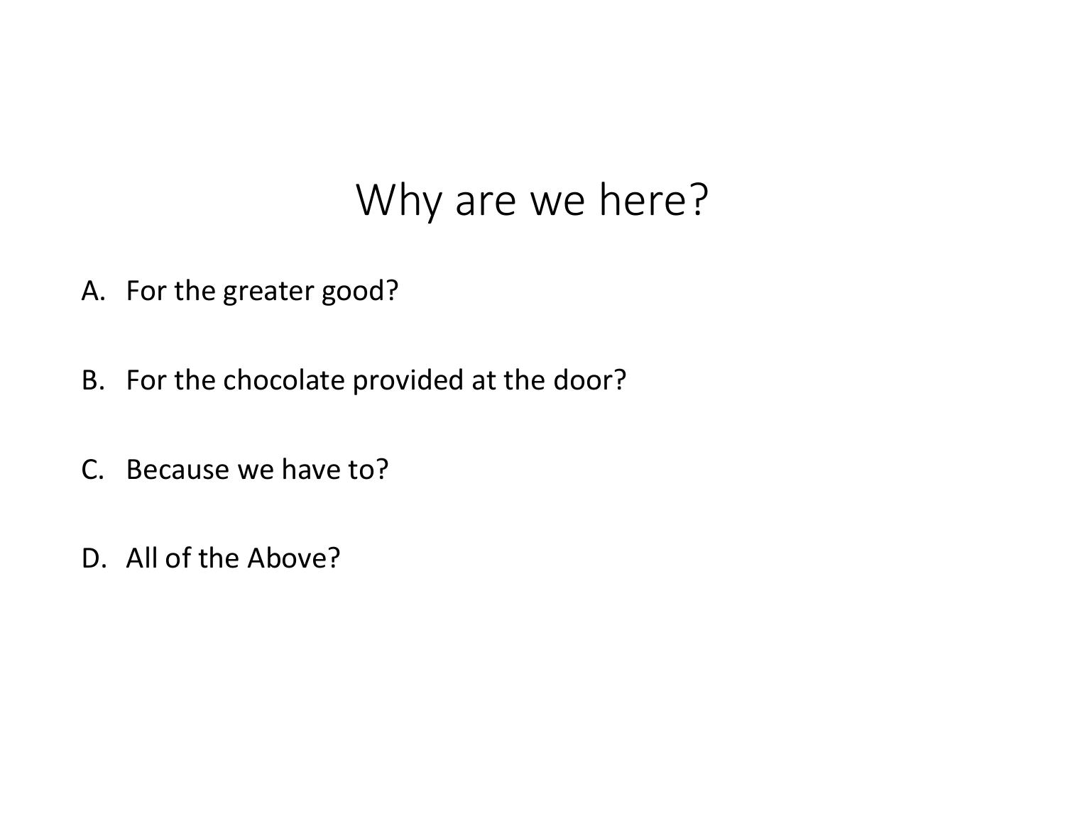# Why are we here?

A. For the greater good?

B. For the chocolate provided at the door?

C. Because we have to?

D. All of the Above?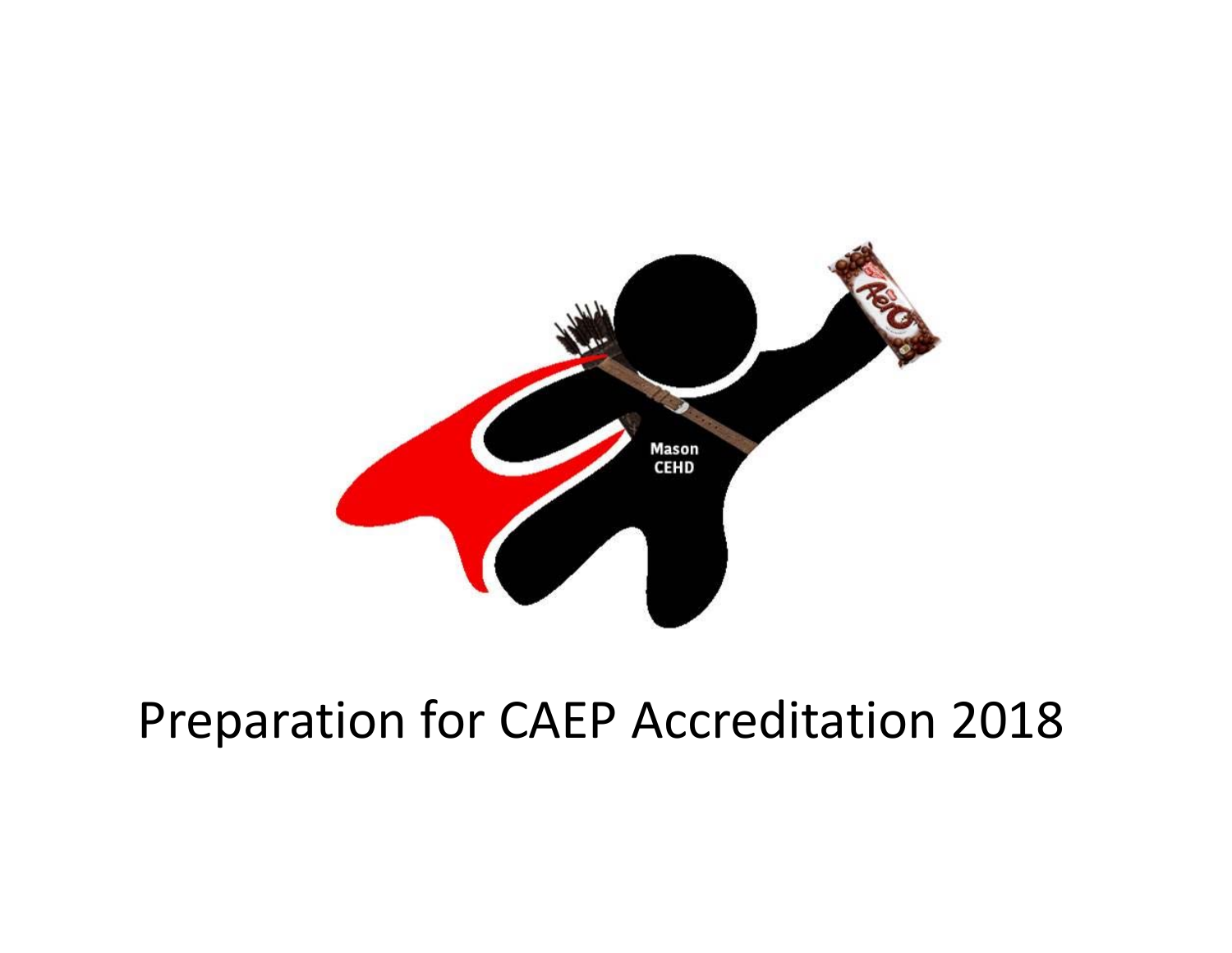Preparation for CAEP Accreditation 2018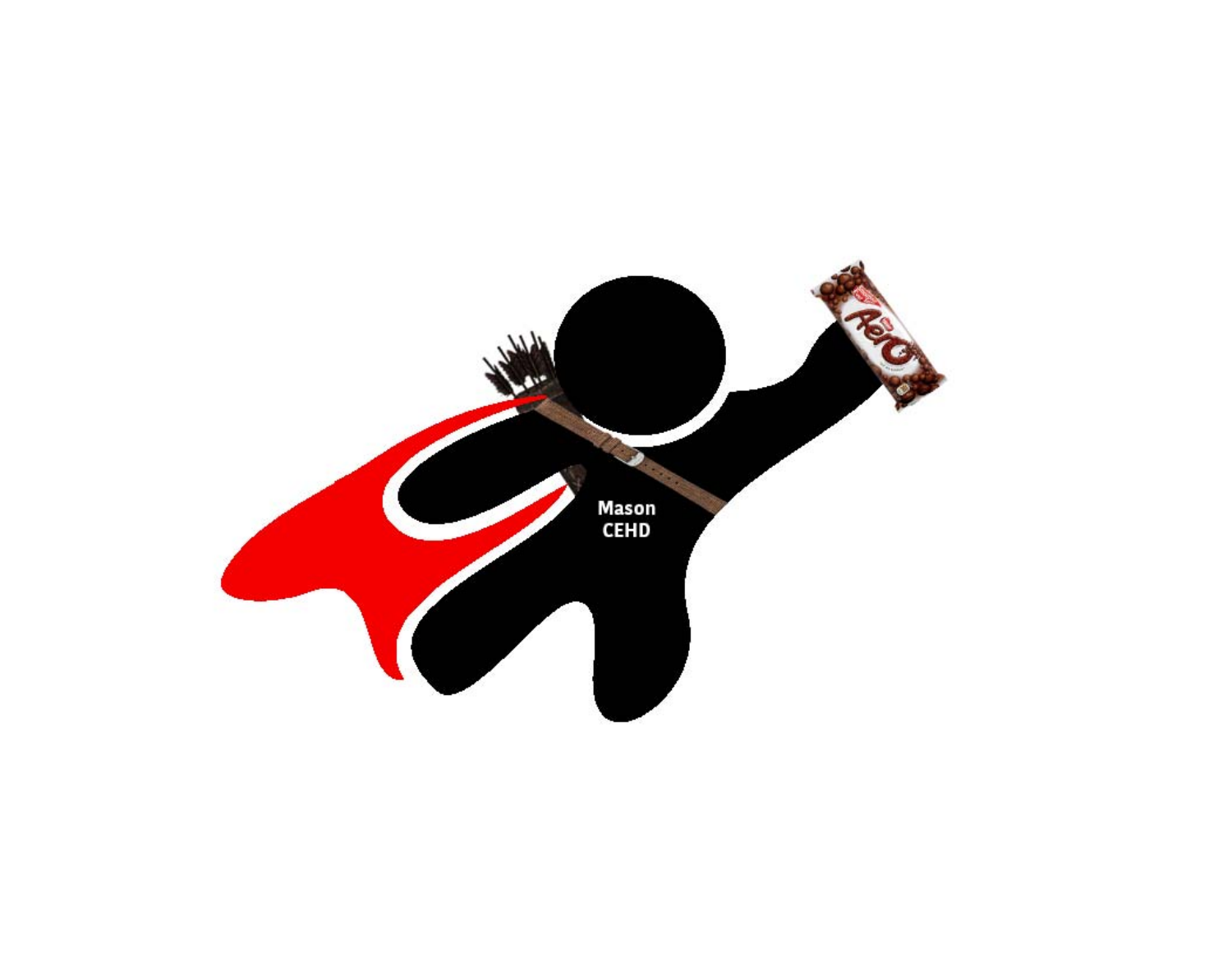Mason
CEHD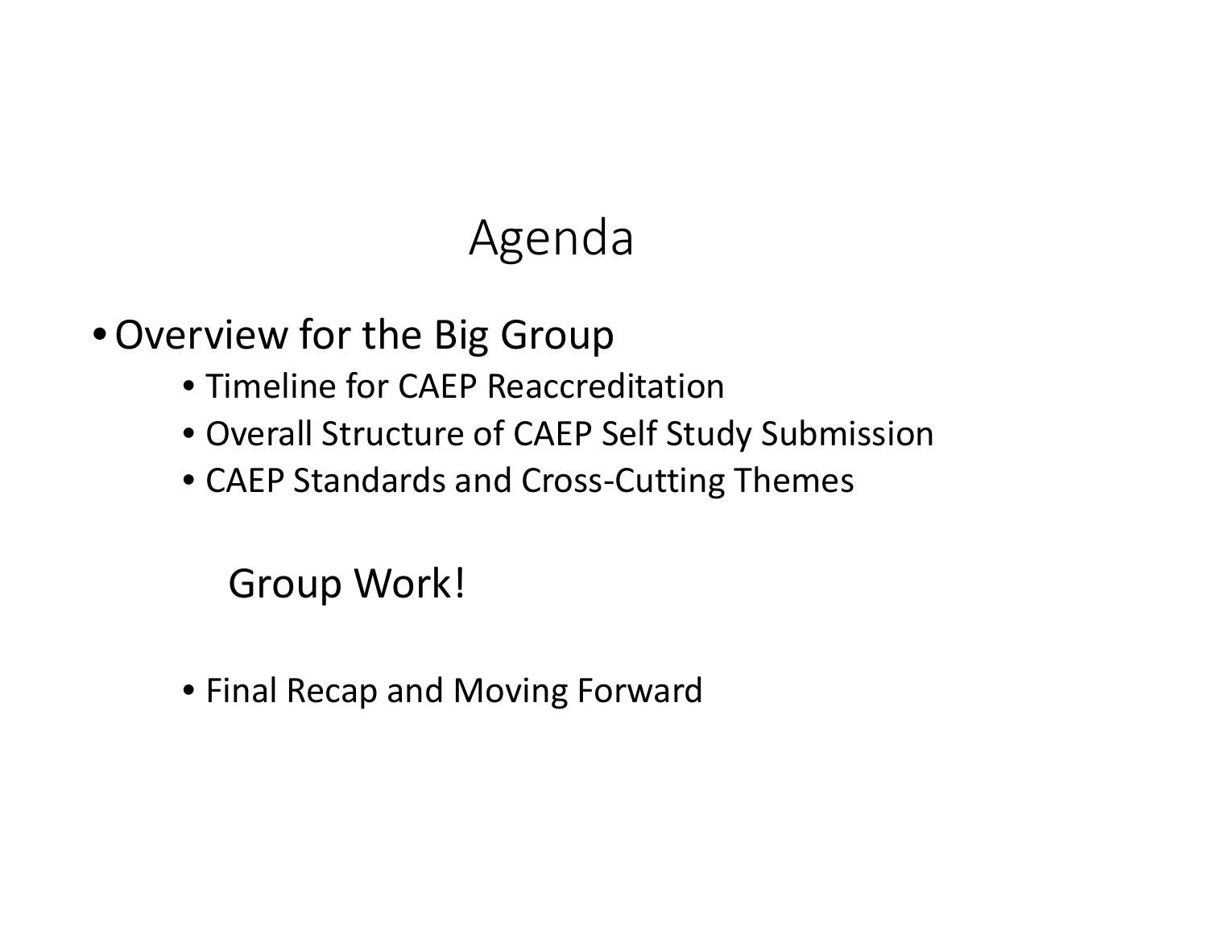# Agenda

- Overview for the Big Group
  - Timeline for CAEP Reaccreditation
  - Overall Structure of CAEP Self Study Submission
  - CAEP Standards and Cross-Cutting Themes

Group Work!

- Final Recap and Moving Forward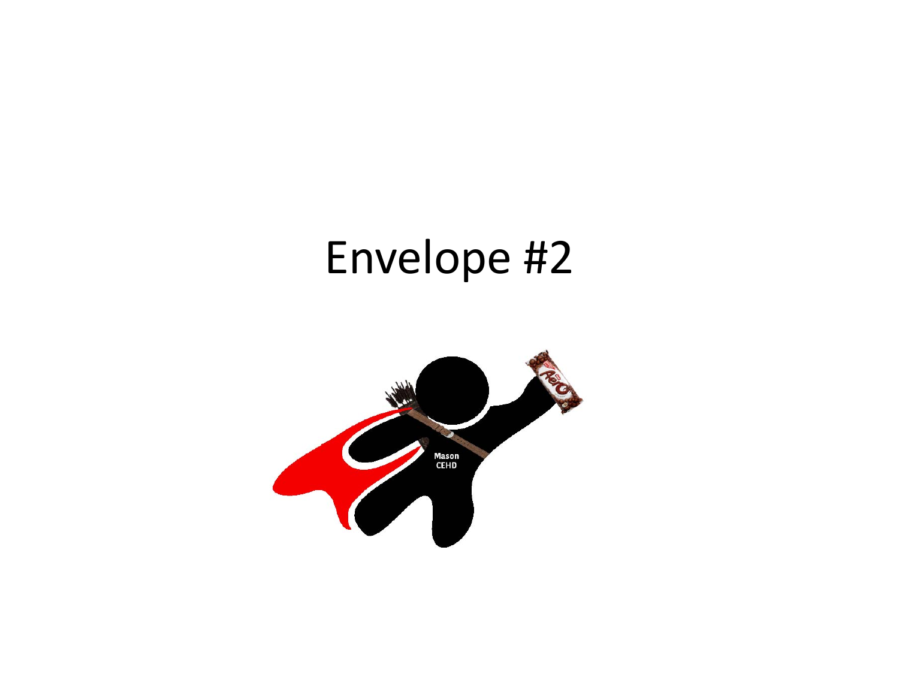# Envelope #2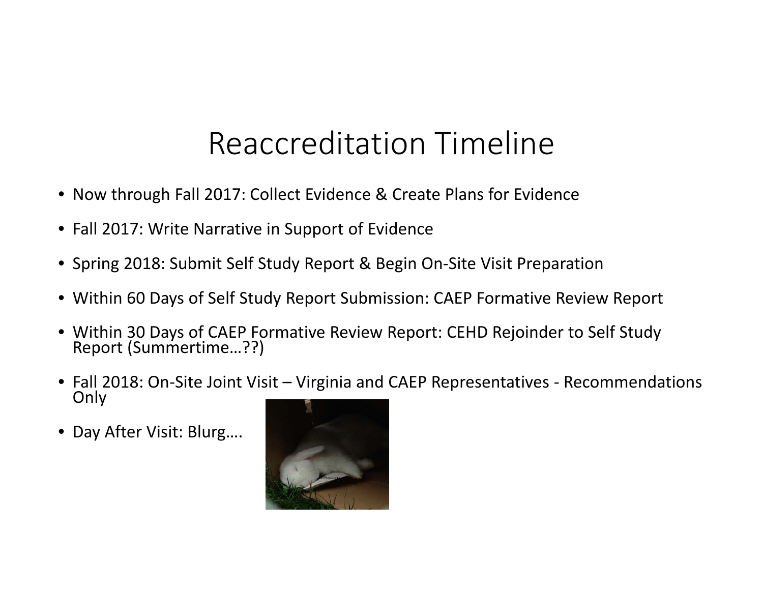# Reaccreditation Timeline

- Now through Fall 2017: Collect Evidence & Create Plans for Evidence
- Fall 2017: Write Narrative in Support of Evidence
- Spring 2018: Submit Self Study Report & Begin On-Site Visit Preparation
- Within 60 Days of Self Study Report Submission: CAEP Formative Review Report
- Within 30 Days of CAEP Formative Review Report: CEHD Rejoinder to Self Study Report (Summertime…??)
- Fall 2018: On-Site Joint Visit – Virginia and CAEP Representatives - Recommendations Only
- Day After Visit: Blurg….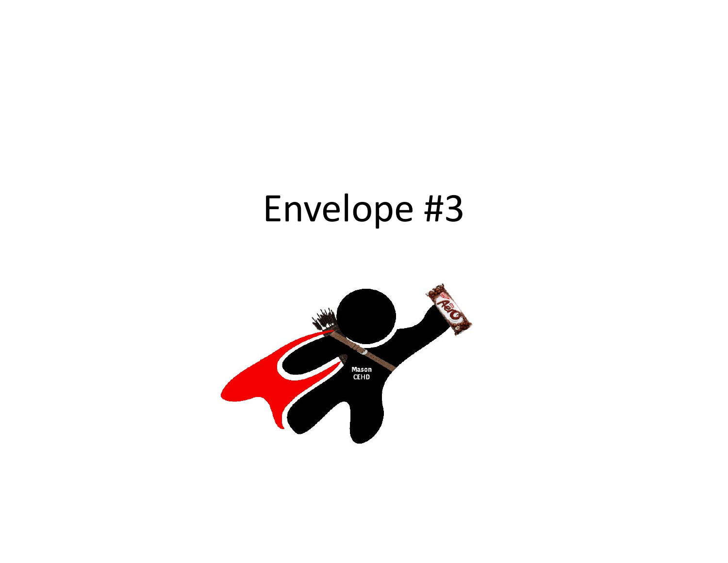# Envelope #3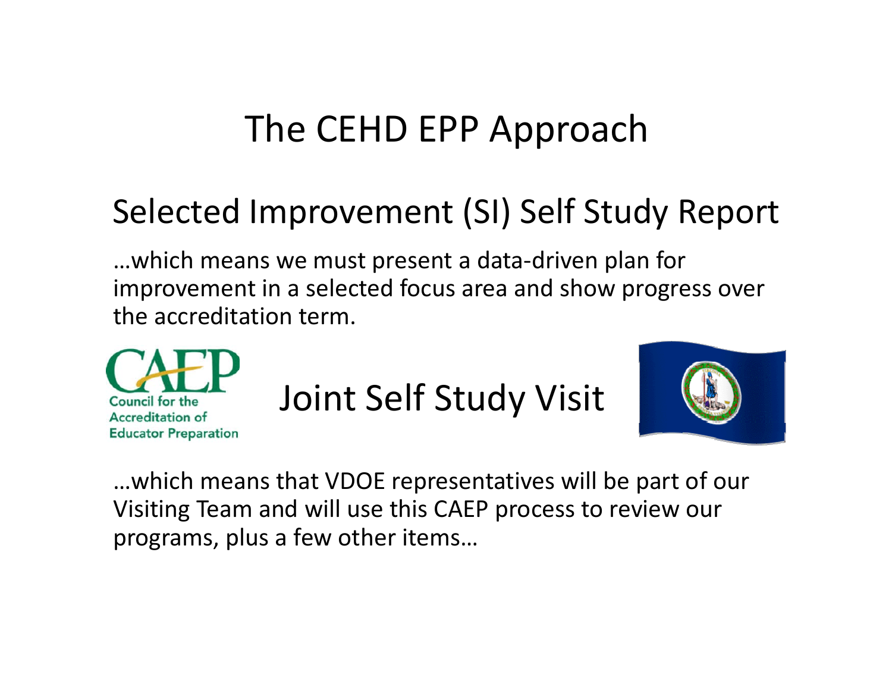# The CEHD EPP Approach

## Selected Improvement (SI) Self Study Report

…which means we must present a data-driven plan for improvement in a selected focus area and show progress over the accreditation term.

CAEP
Council for the Accreditation of Educator Preparation

## Joint Self Study Visit

…which means that VDOE representatives will be part of our Visiting Team and will use this CAEP process to review our programs, plus a few other items…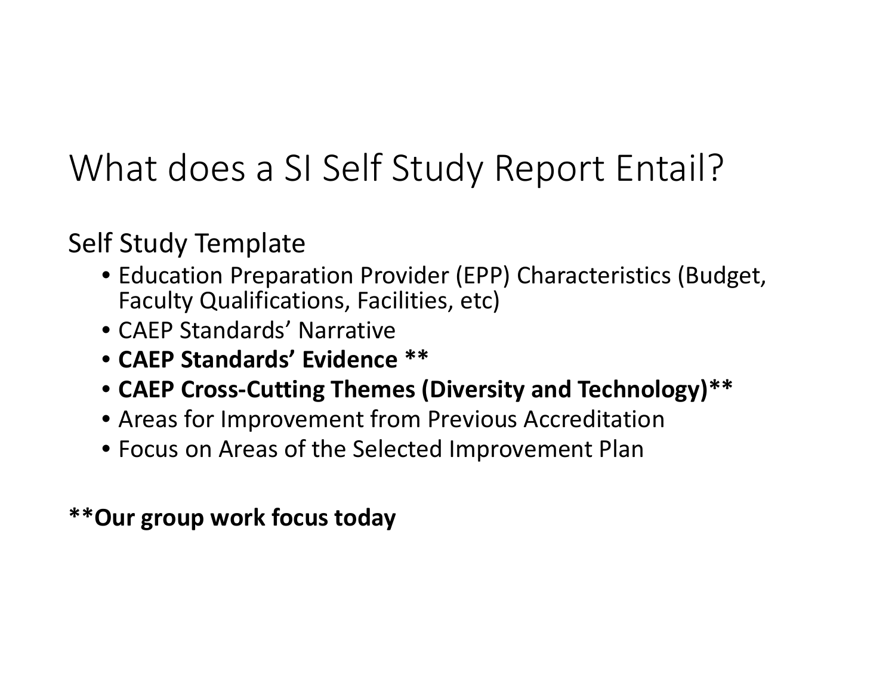# What does a SI Self Study Report Entail?

## Self Study Template

- Education Preparation Provider (EPP) Characteristics (Budget, Faculty Qualifications, Facilities, etc)
- CAEP Standards' Narrative
- **CAEP Standards' Evidence ****
- **CAEP Cross-Cutting Themes (Diversity and Technology)****
- Areas for Improvement from Previous Accreditation
- Focus on Areas of the Selected Improvement Plan

****Our group work focus today**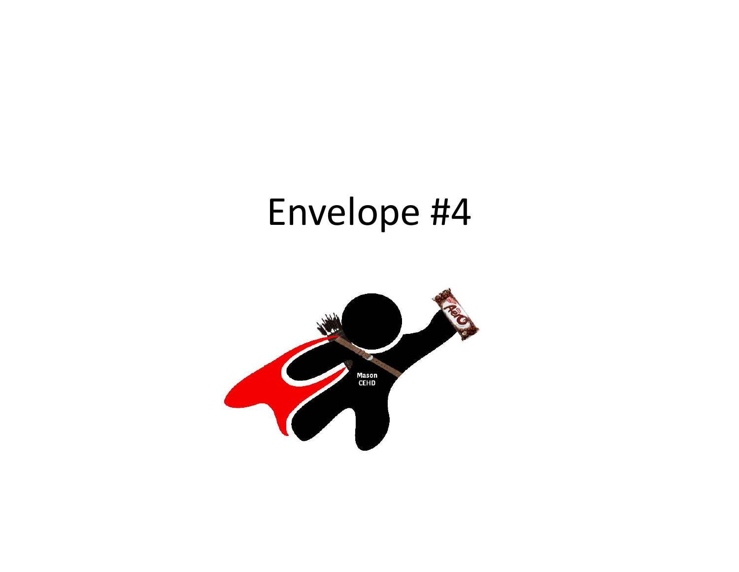# Envelope #4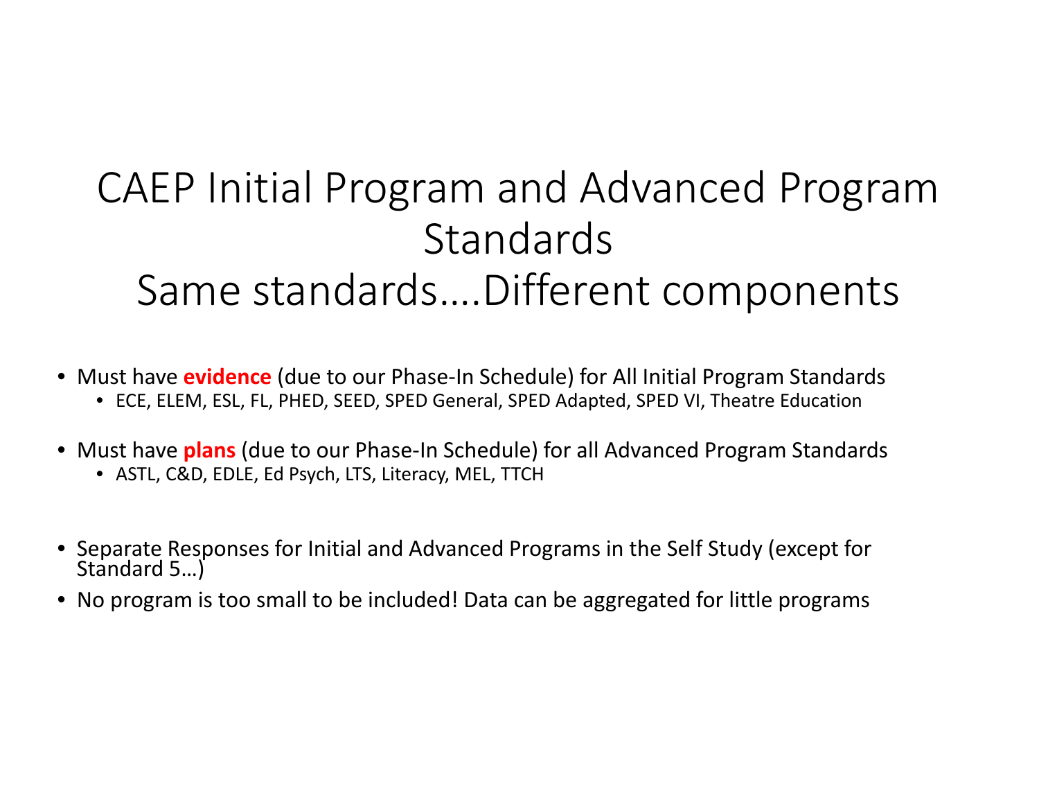# CAEP Initial Program and Advanced Program Standards
# Same standards....Different components

- Must have **evidence** (due to our Phase-In Schedule) for All Initial Program Standards
  - ECE, ELEM, ESL, FL, PHED, SEED, SPED General, SPED Adapted, SPED VI, Theatre Education
- Must have **plans** (due to our Phase-In Schedule) for all Advanced Program Standards
  - ASTL, C&D, EDLE, Ed Psych, LTS, Literacy, MEL, TTCH
- Separate Responses for Initial and Advanced Programs in the Self Study (except for Standard 5…)
- No program is too small to be included! Data can be aggregated for little programs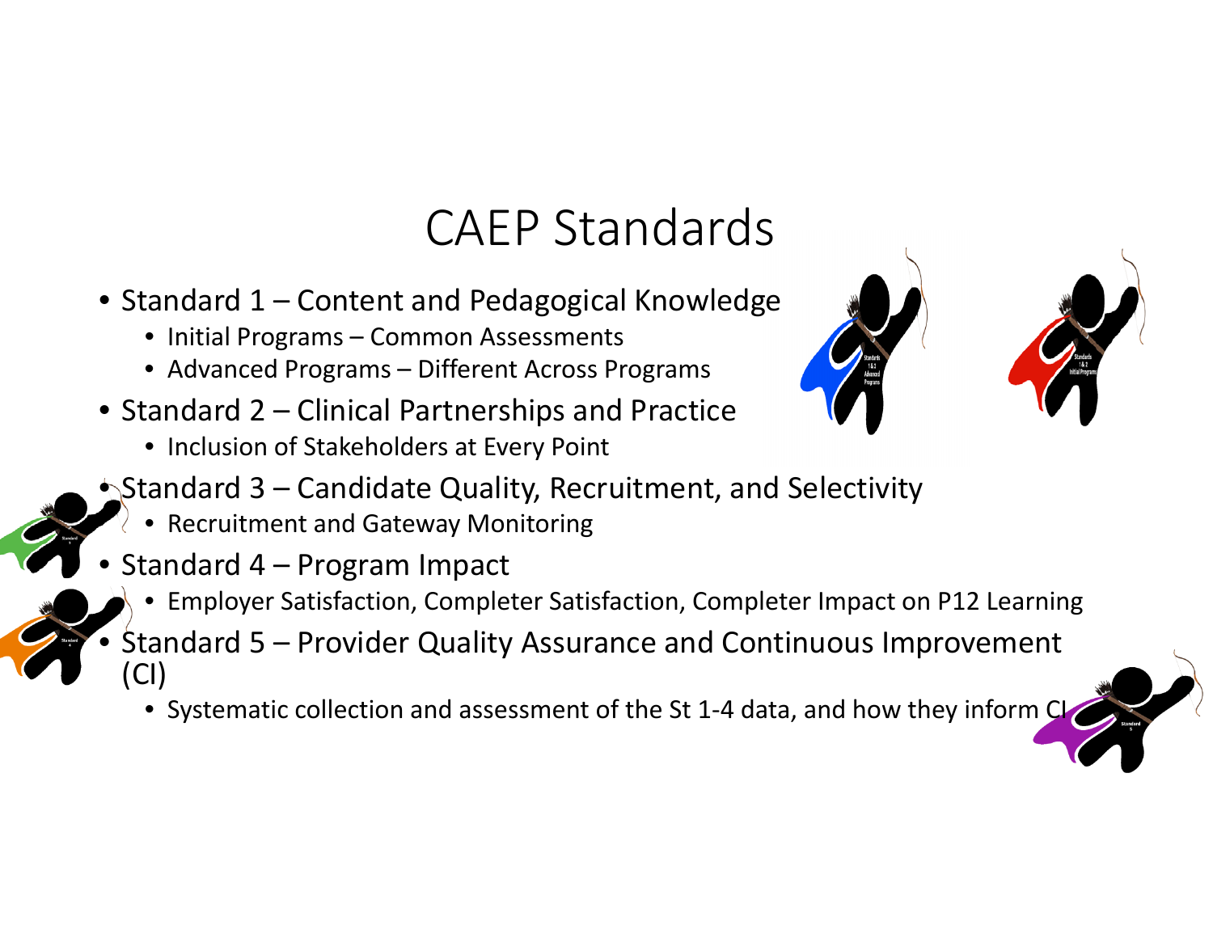# CAEP Standards

- Standard 1 – Content and Pedagogical Knowledge
  - Initial Programs – Common Assessments
  - Advanced Programs – Different Across Programs
- Standard 2 – Clinical Partnerships and Practice
  - Inclusion of Stakeholders at Every Point
- Standard 3 – Candidate Quality, Recruitment, and Selectivity
  - Recruitment and Gateway Monitoring
- Standard 4 – Program Impact
  - Employer Satisfaction, Completer Satisfaction, Completer Impact on P12 Learning
- Standard 5 – Provider Quality Assurance and Continuous Improvement (CI)
  - Systematic collection and assessment of the St 1-4 data, and how they inform CI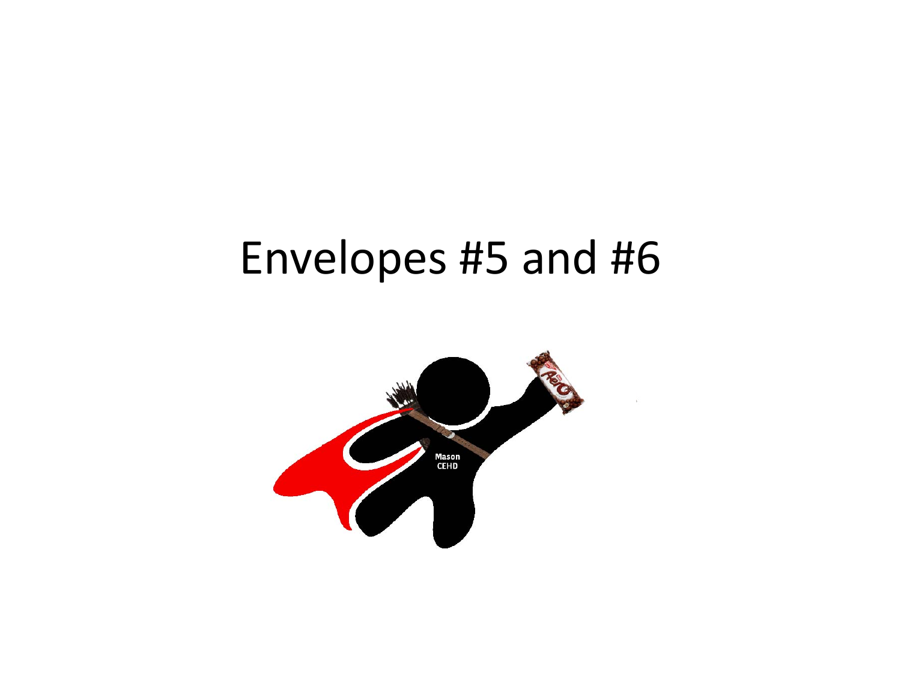# Envelopes #5 and #6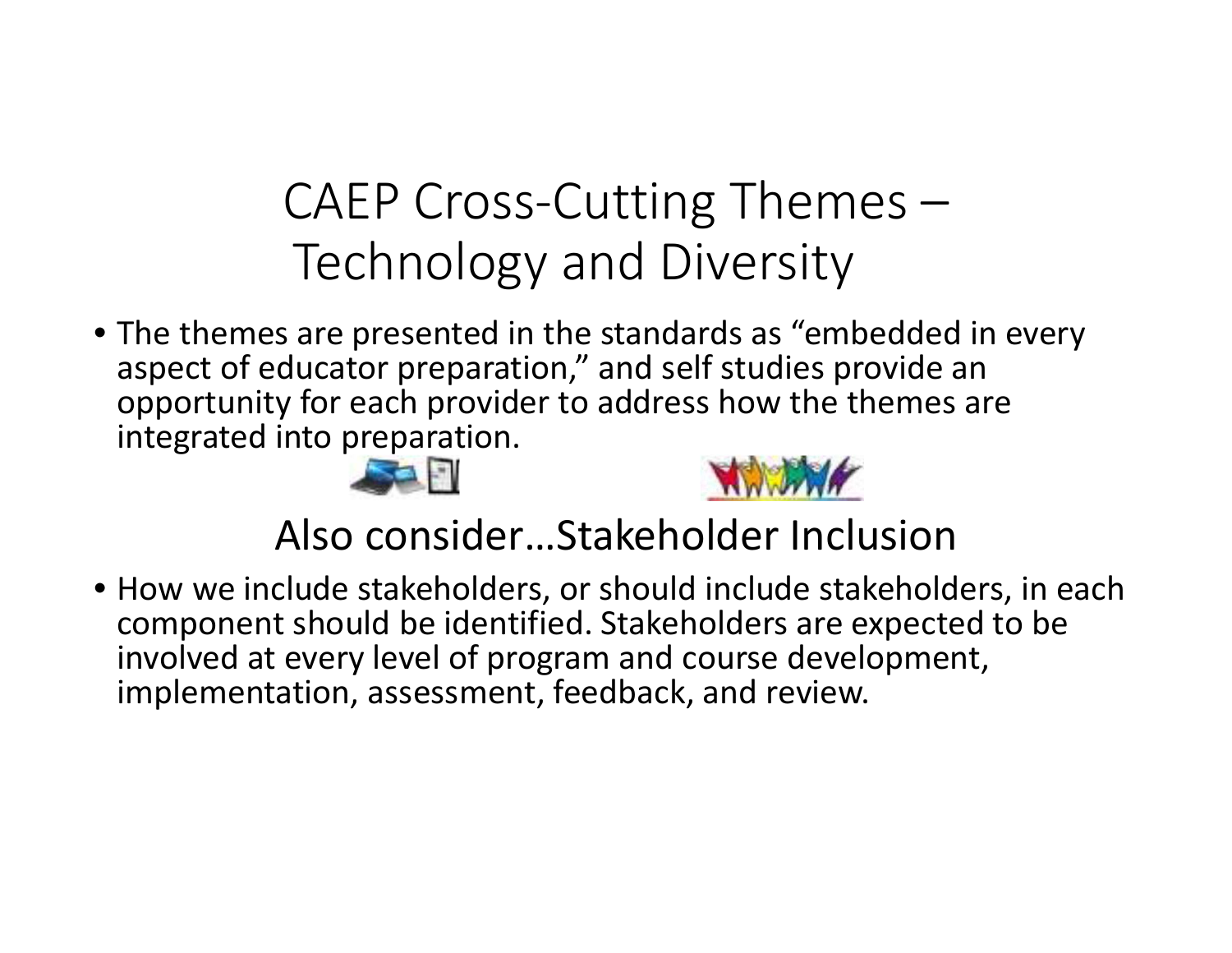# CAEP Cross-Cutting Themes – Technology and Diversity

- The themes are presented in the standards as “embedded in every aspect of educator preparation,” and self studies provide an opportunity for each provider to address how the themes are integrated into preparation.

## Also consider…Stakeholder Inclusion

- How we include stakeholders, or should include stakeholders, in each component should be identified. Stakeholders are expected to be involved at every level of program and course development, implementation, assessment, feedback, and review.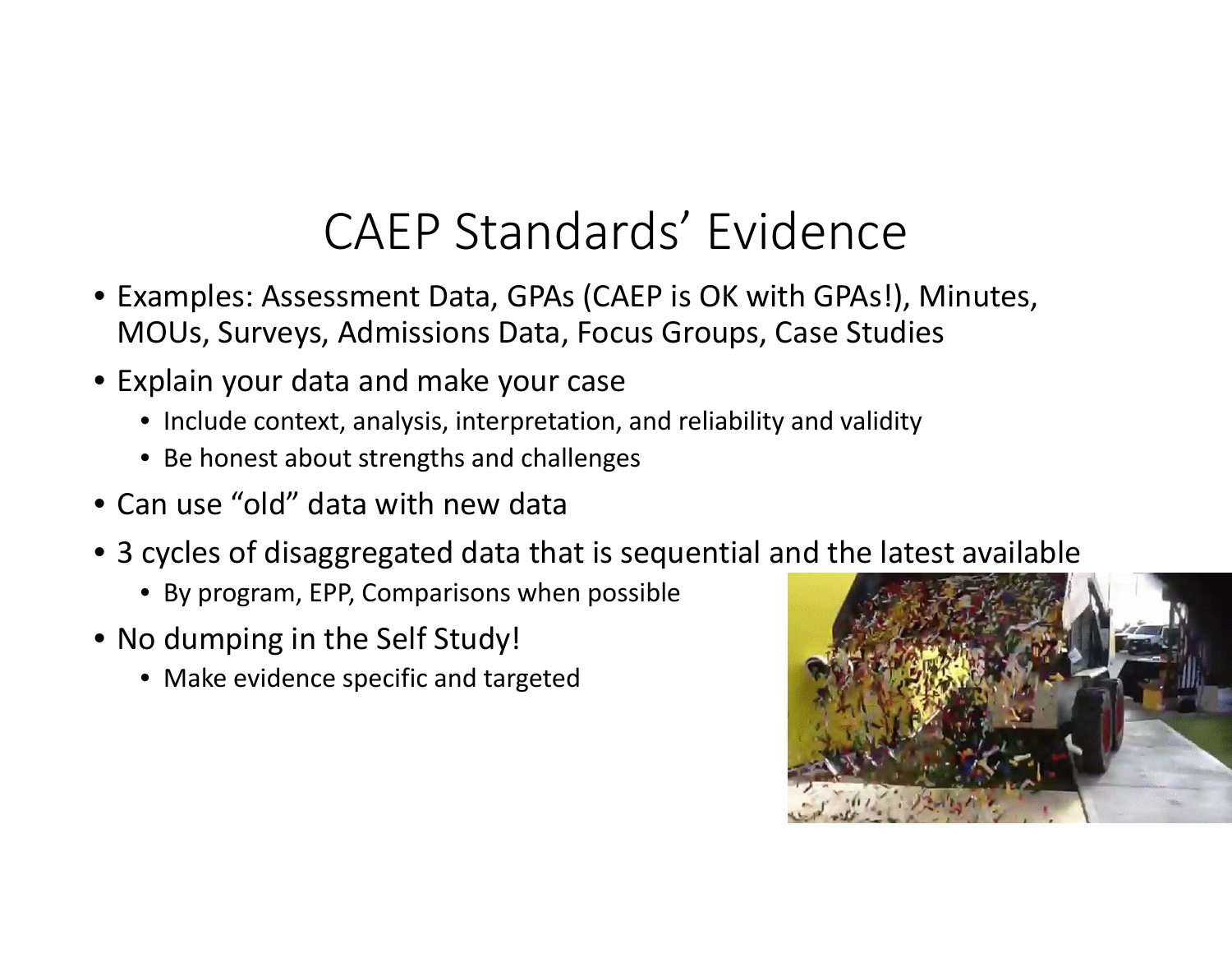# CAEP Standards' Evidence

- Examples: Assessment Data, GPAs (CAEP is OK with GPAs!), Minutes, MOUs, Surveys, Admissions Data, Focus Groups, Case Studies
- Explain your data and make your case
  - Include context, analysis, interpretation, and reliability and validity
  - Be honest about strengths and challenges
- Can use "old" data with new data
- 3 cycles of disaggregated data that is sequential and the latest available
  - By program, EPP, Comparisons when possible
- No dumping in the Self Study!
  - Make evidence specific and targeted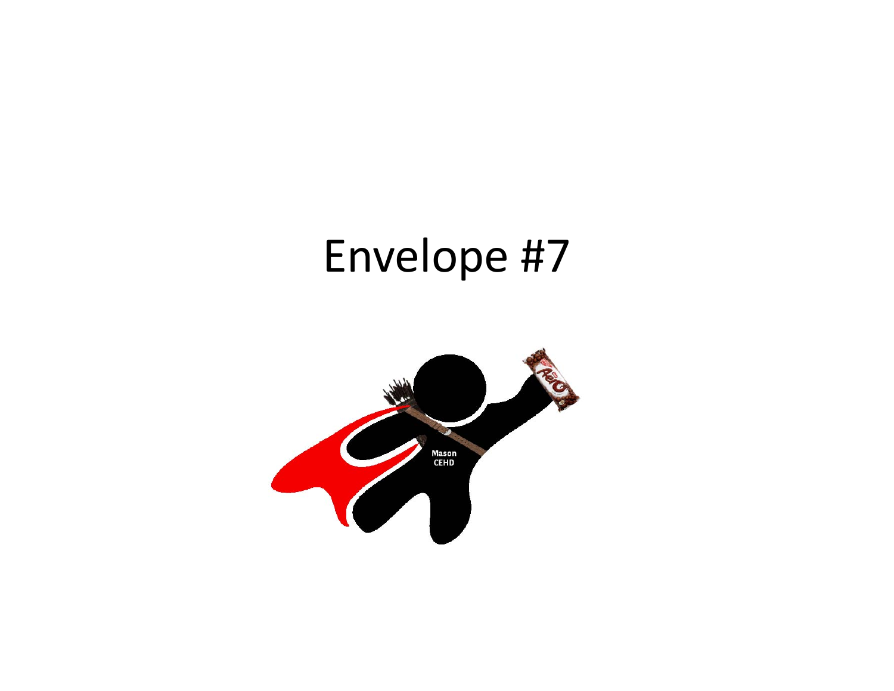# Envelope #7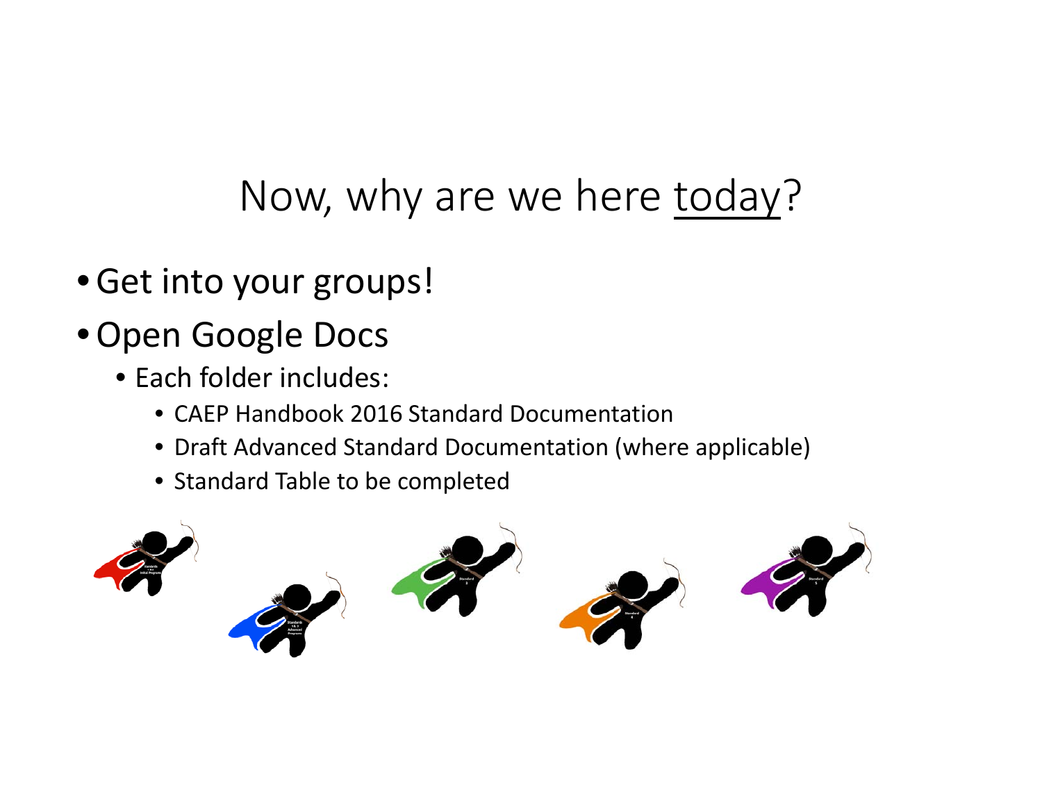# Now, why are we here today?

- Get into your groups!
- Open Google Docs
  - Each folder includes:
    - CAEP Handbook 2016 Standard Documentation
    - Draft Advanced Standard Documentation (where applicable)
    - Standard Table to be completed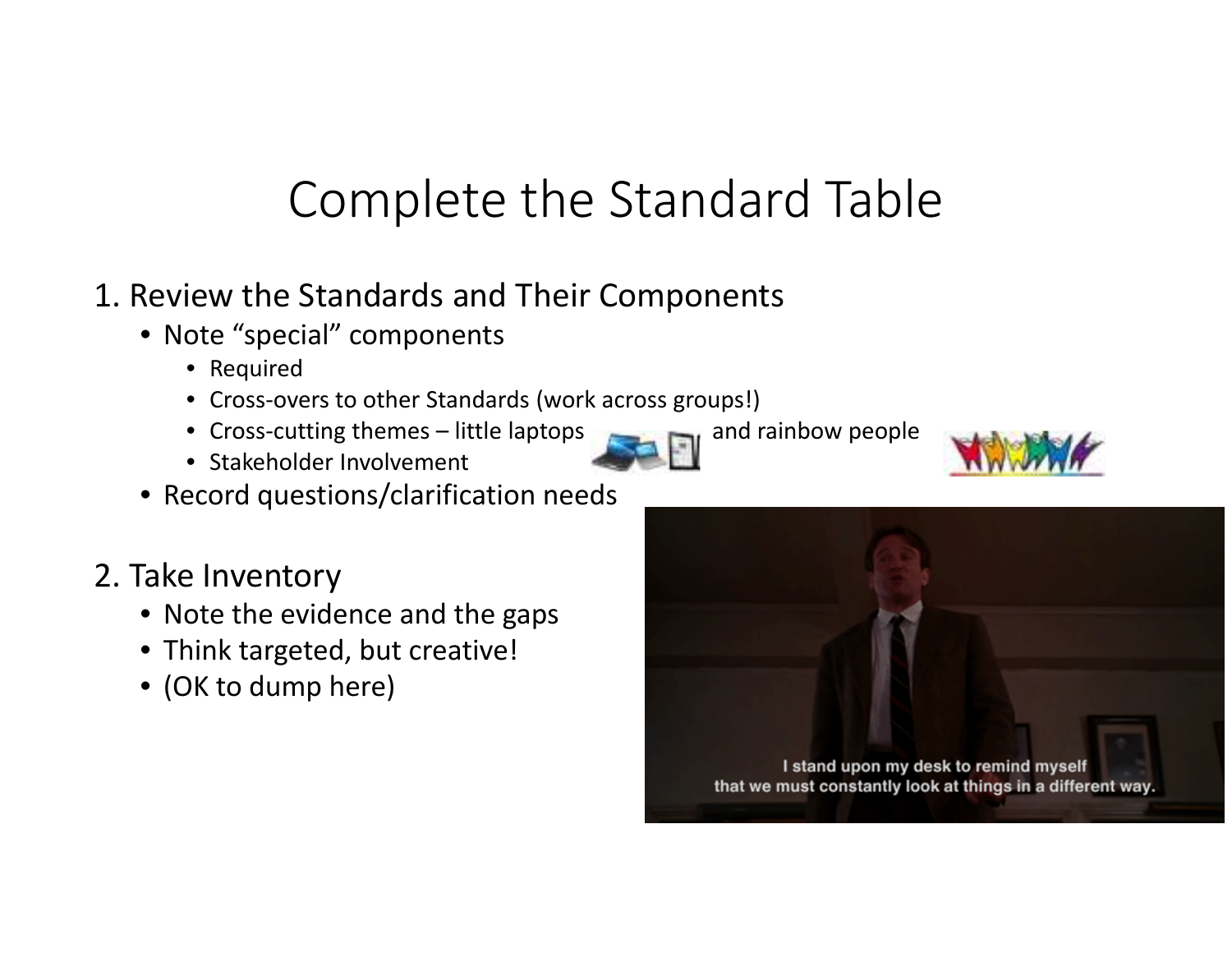# Complete the Standard Table

1. Review the Standards and Their Components
   - Note “special” components
     - Required
     - Cross-overs to other Standards (work across groups!)
     - Cross-cutting themes – little laptops and rainbow people
     - Stakeholder Involvement
   - Record questions/clarification needs

2. Take Inventory
   - Note the evidence and the gaps
   - Think targeted, but creative!
   - (OK to dump here)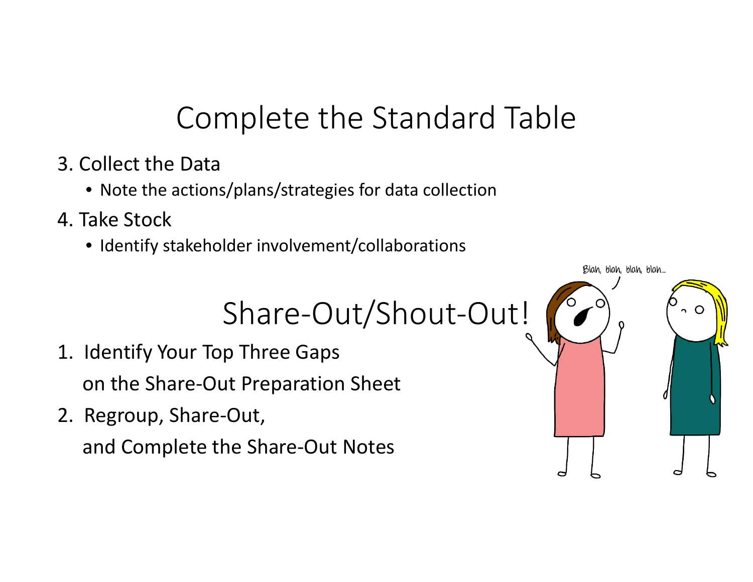# Complete the Standard Table

3. Collect the Data
   - Note the actions/plans/strategies for data collection
4. Take Stock
   - Identify stakeholder involvement/collaborations

# Share-Out/Shout-Out!

1. Identify Your Top Three Gaps on the Share-Out Preparation Sheet
2. Regroup, Share-Out, and Complete the Share-Out Notes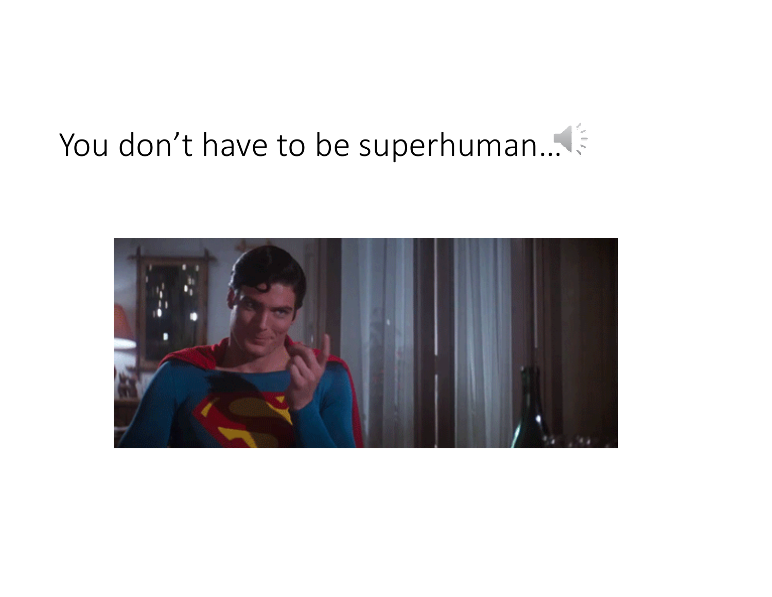You don’t have to be superhuman…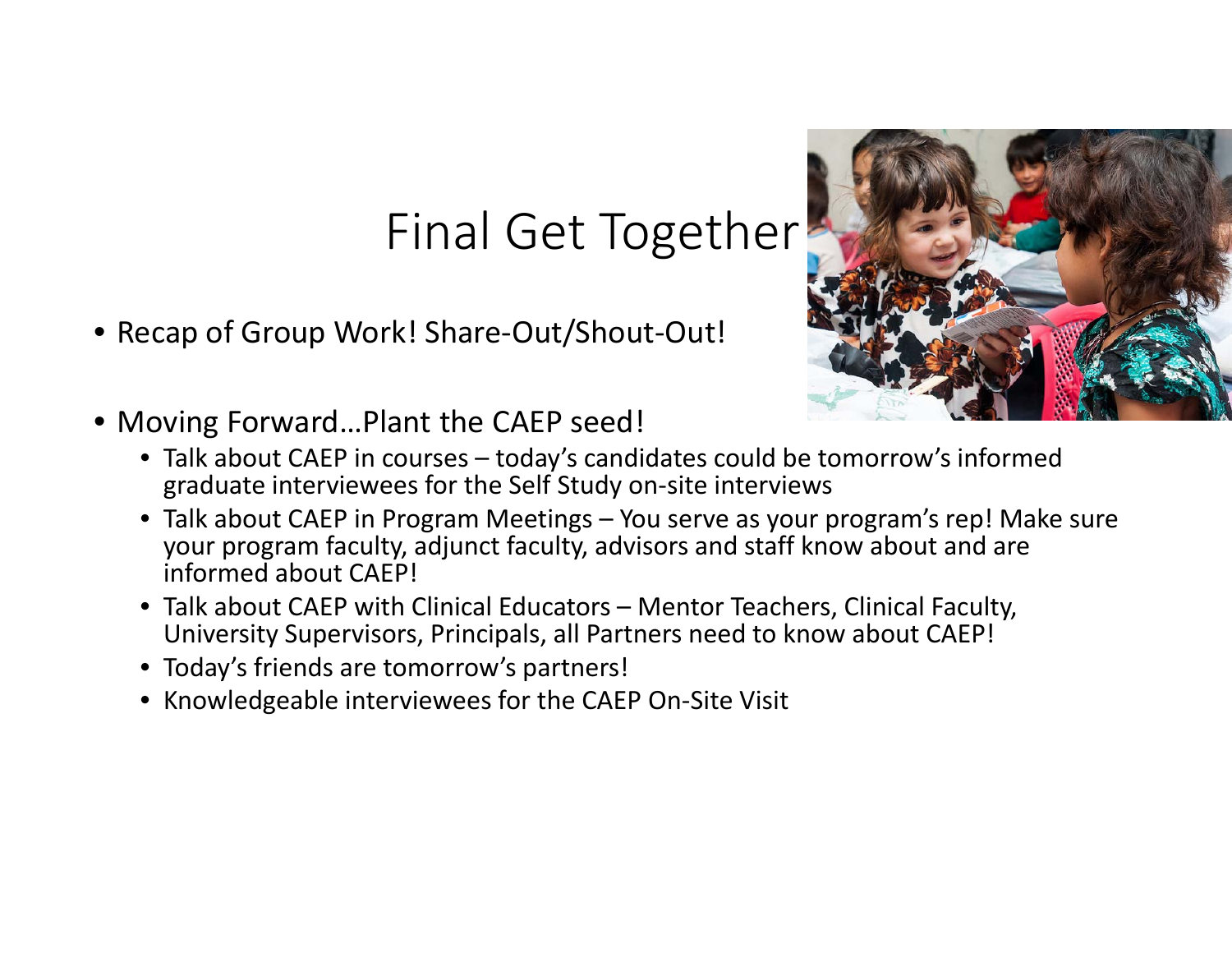# Final Get Together

- Recap of Group Work! Share-Out/Shout-Out!
- Moving Forward…Plant the CAEP seed!
  - Talk about CAEP in courses – today's candidates could be tomorrow's informed graduate interviewees for the Self Study on-site interviews
  - Talk about CAEP in Program Meetings – You serve as your program's rep! Make sure your program faculty, adjunct faculty, advisors and staff know about and are informed about CAEP!
  - Talk about CAEP with Clinical Educators – Mentor Teachers, Clinical Faculty, University Supervisors, Principals, all Partners need to know about CAEP!
  - Today's friends are tomorrow's partners!
  - Knowledgeable interviewees for the CAEP On-Site Visit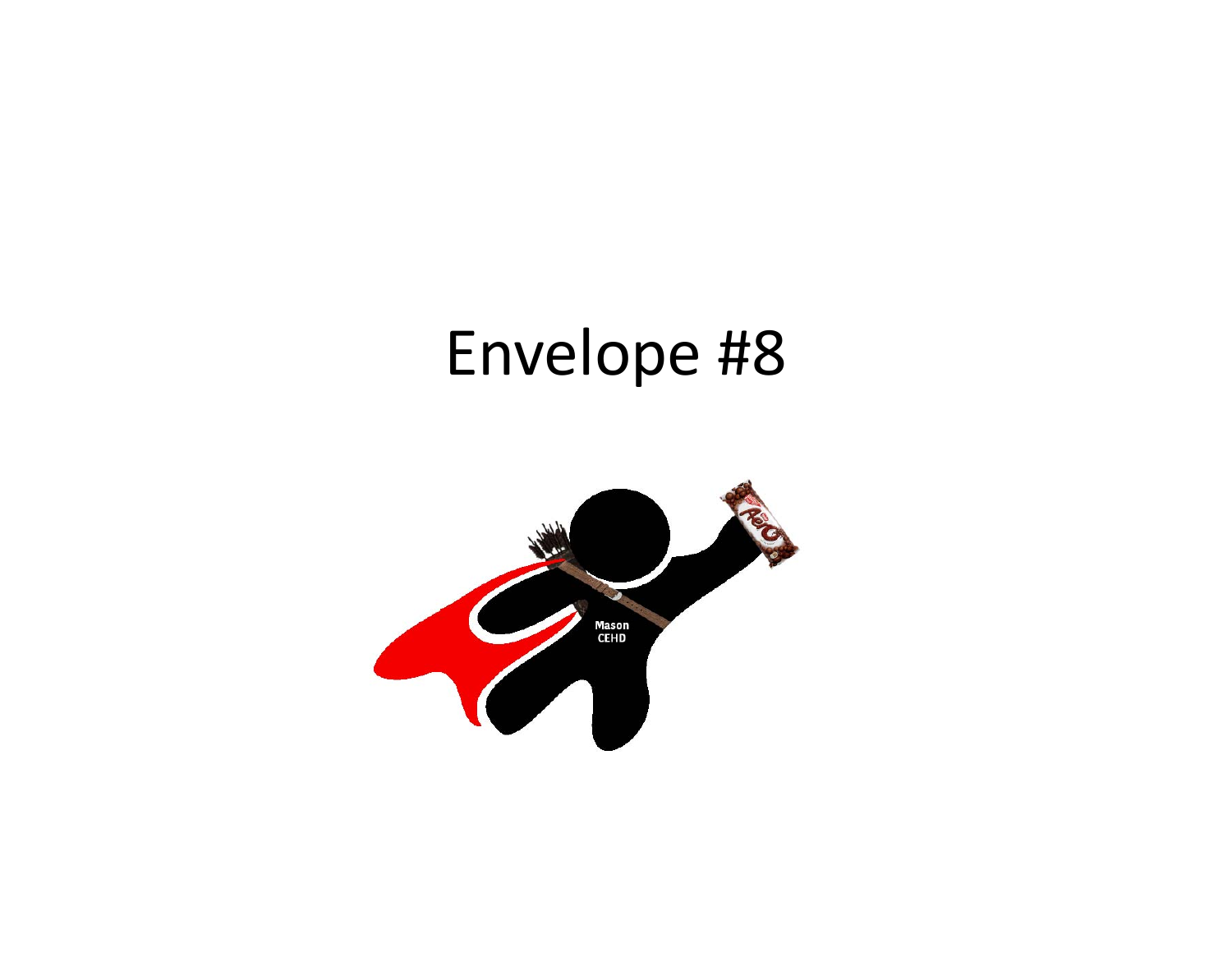# Envelope #8